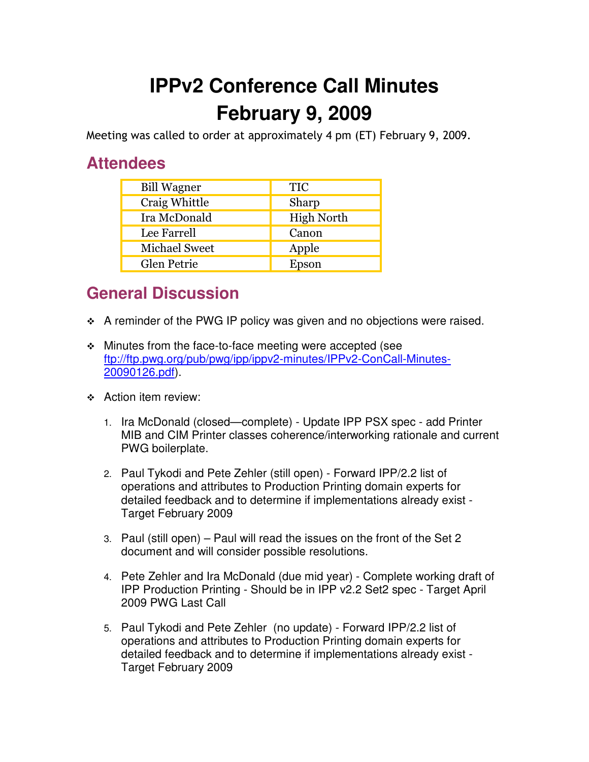# IPPv2 Conference Call Minutes
# February 9, 2009

Meeting was called to order at approximately 4 pm (ET) February 9, 2009.

## Attendees

| | |
|---|---|
| Bill Wagner | TIC |
| Craig Whittle | Sharp |
| Ira McDonald | High North |
| Lee Farrell | Canon |
| Michael Sweet | Apple |
| Glen Petrie | Epson |

## General Discussion

- A reminder of the PWG IP policy was given and no objections were raised.

- Minutes from the face-to-face meeting were accepted (see ftp://ftp.pwg.org/pub/pwg/ipp/ippv2-minutes/IPPv2-ConCall-Minutes-20090126.pdf).

- Action item review:

  1. Ira McDonald (closed—complete) - Update IPP PSX spec - add Printer MIB and CIM Printer classes coherence/interworking rationale and current PWG boilerplate.

  2. Paul Tykodi and Pete Zehler (still open) - Forward IPP/2.2 list of operations and attributes to Production Printing domain experts for detailed feedback and to determine if implementations already exist - Target February 2009

  3. Paul (still open) – Paul will read the issues on the front of the Set 2 document and will consider possible resolutions.

  4. Pete Zehler and Ira McDonald (due mid year) - Complete working draft of IPP Production Printing - Should be in IPP v2.2 Set2 spec - Target April 2009 PWG Last Call

  5. Paul Tykodi and Pete Zehler (no update) - Forward IPP/2.2 list of operations and attributes to Production Printing domain experts for detailed feedback and to determine if implementations already exist - Target February 2009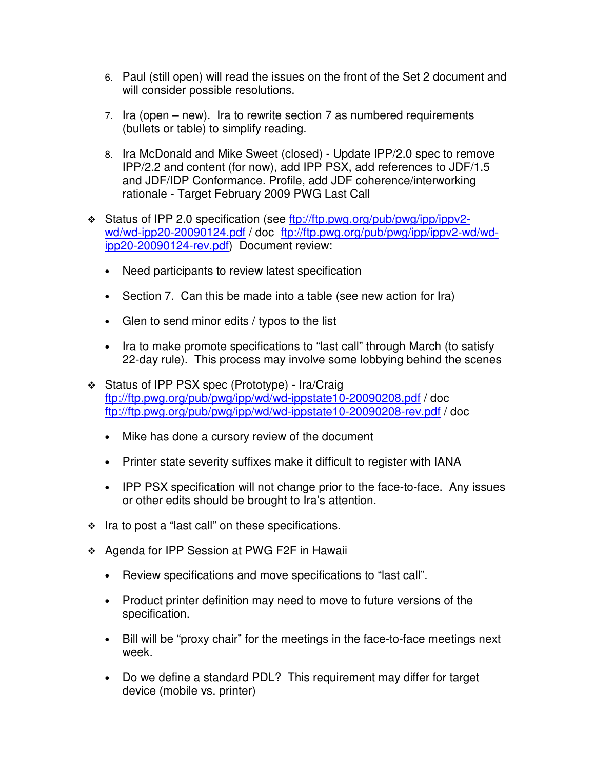6. Paul (still open) will read the issues on the front of the Set 2 document and will consider possible resolutions.

7. Ira (open – new). Ira to rewrite section 7 as numbered requirements (bullets or table) to simplify reading.

8. Ira McDonald and Mike Sweet (closed) - Update IPP/2.0 spec to remove IPP/2.2 and content (for now), add IPP PSX, add references to JDF/1.5 and JDF/IDP Conformance. Profile, add JDF coherence/interworking rationale - Target February 2009 PWG Last Call

- Status of IPP 2.0 specification (see [ftp://ftp.pwg.org/pub/pwg/ipp/ippv2-wd/wd-ipp20-20090124.pdf](ftp://ftp.pwg.org/pub/pwg/ipp/ippv2-wd/wd-ipp20-20090124.pdf) / doc [ftp://ftp.pwg.org/pub/pwg/ipp/ippv2-wd/wd-ipp20-20090124-rev.pdf](ftp://ftp.pwg.org/pub/pwg/ipp/ippv2-wd/wd-ipp20-20090124-rev.pdf)) Document review:
  - Need participants to review latest specification
  - Section 7. Can this be made into a table (see new action for Ira)
  - Glen to send minor edits / typos to the list
  - Ira to make promote specifications to "last call" through March (to satisfy 22-day rule). This process may involve some lobbying behind the scenes

- Status of IPP PSX spec (Prototype) - Ira/Craig [ftp://ftp.pwg.org/pub/pwg/ipp/wd/wd-ippstate10-20090208.pdf](ftp://ftp.pwg.org/pub/pwg/ipp/wd/wd-ippstate10-20090208.pdf) / doc [ftp://ftp.pwg.org/pub/pwg/ipp/wd/wd-ippstate10-20090208-rev.pdf](ftp://ftp.pwg.org/pub/pwg/ipp/wd/wd-ippstate10-20090208-rev.pdf) / doc
  - Mike has done a cursory review of the document
  - Printer state severity suffixes make it difficult to register with IANA
  - IPP PSX specification will not change prior to the face-to-face. Any issues or other edits should be brought to Ira's attention.

- Ira to post a "last call" on these specifications.

- Agenda for IPP Session at PWG F2F in Hawaii
  - Review specifications and move specifications to "last call".
  - Product printer definition may need to move to future versions of the specification.
  - Bill will be "proxy chair" for the meetings in the face-to-face meetings next week.
  - Do we define a standard PDL? This requirement may differ for target device (mobile vs. printer)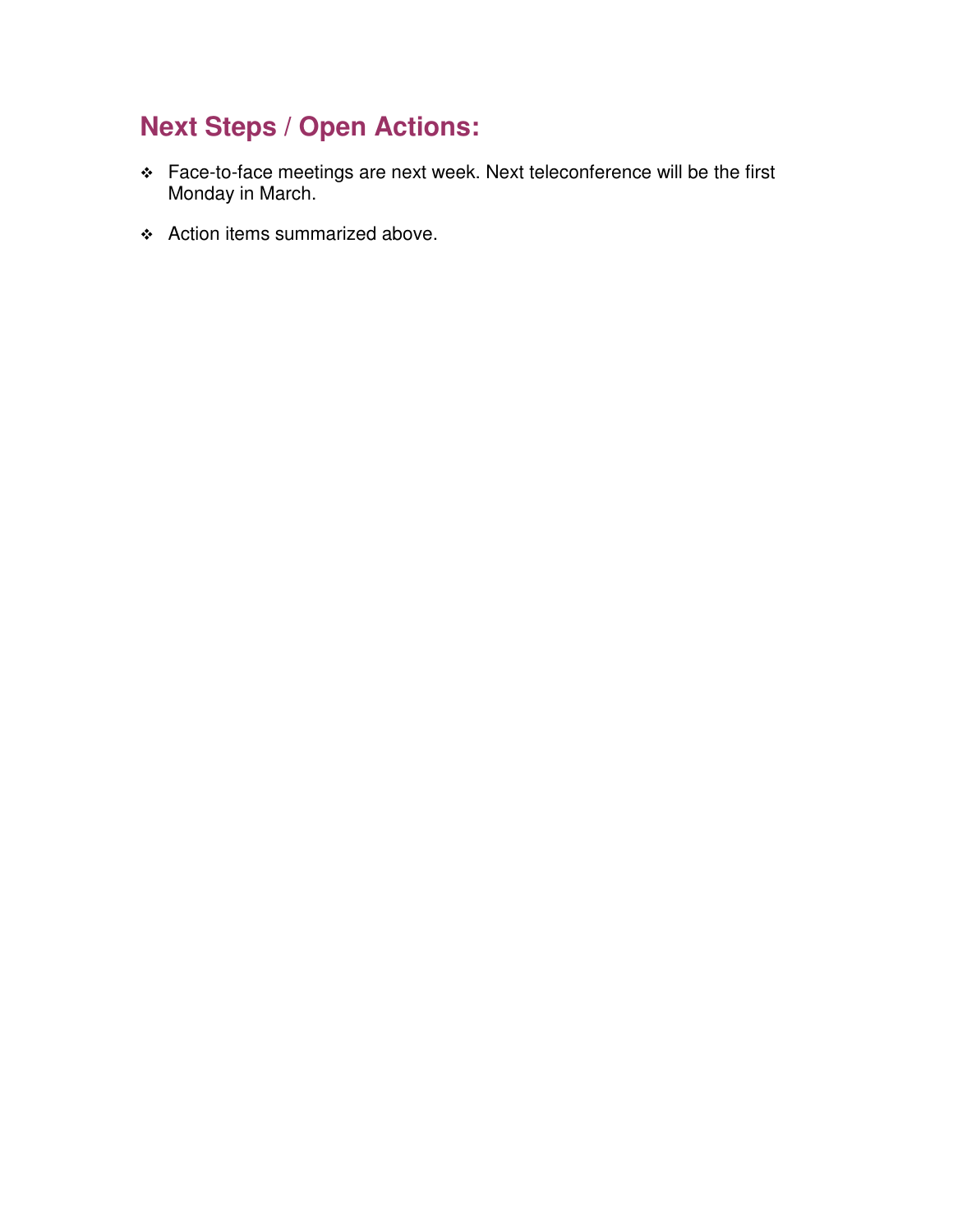## Next Steps / Open Actions:

- Face-to-face meetings are next week. Next teleconference will be the first Monday in March.
- Action items summarized above.